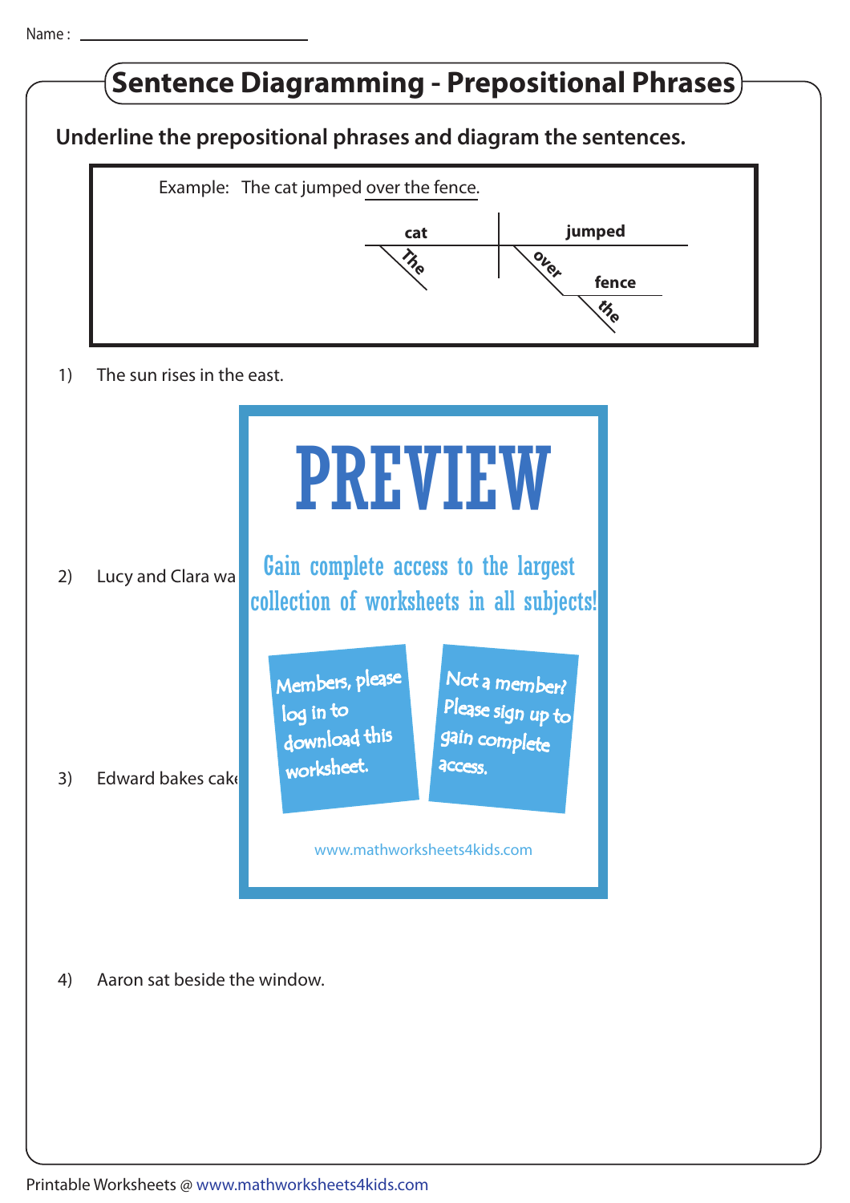Name : ____________________

# Sentence Diagramming - Prepositional Phrases

**Underline the prepositional phrases and diagram the sentences.**

Example: The cat jumped over the fence.

cat | jumped
The
over
fence
the

1) The sun rises in the east.

PREVIEW

Gain complete access to the largest collection of worksheets in all subjects!

Members, please log in to download this worksheet.

Not a member? Please sign up to gain complete access.

www.mathworksheets4kids.com

2) Lucy and Clara wa

3) Edward bakes cake

4) Aaron sat beside the window.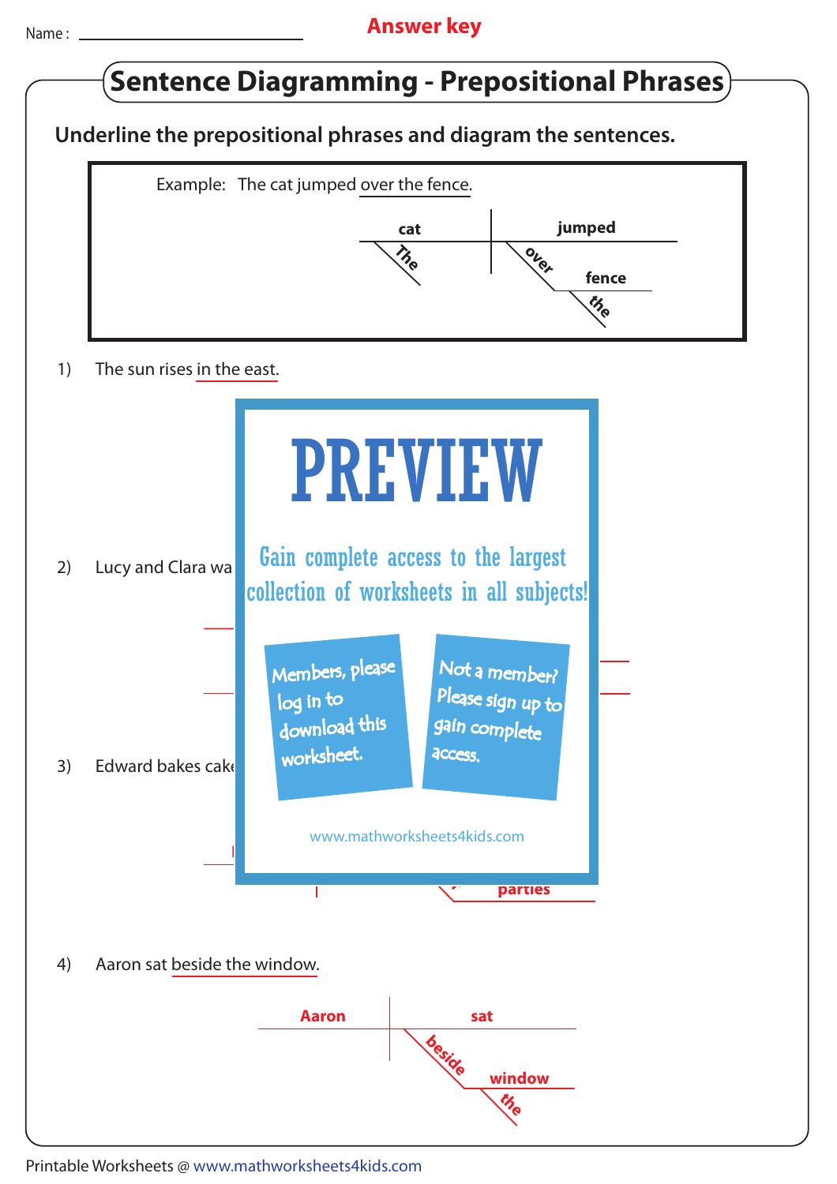Name : ______________________

**Answer key**

# Sentence Diagramming - Prepositional Phrases

**Underline the prepositional phrases and diagram the sentences.**

Example: The cat jumped over the fence.

cat
The
jumped
over
fence
the

1) The sun rises in the east.

PREVIEW

Gain complete access to the largest collection of worksheets in all subjects!

Members, please log in to download this worksheet.

Not a member? Please sign up to gain complete access.

www.mathworksheets4kids.com

2) Lucy and Clara wa

3) Edward bakes cak

parties

4) Aaron sat beside the window.

Aaron
sat
beside
window
the

Printable Worksheets @ www.mathworksheets4kids.com